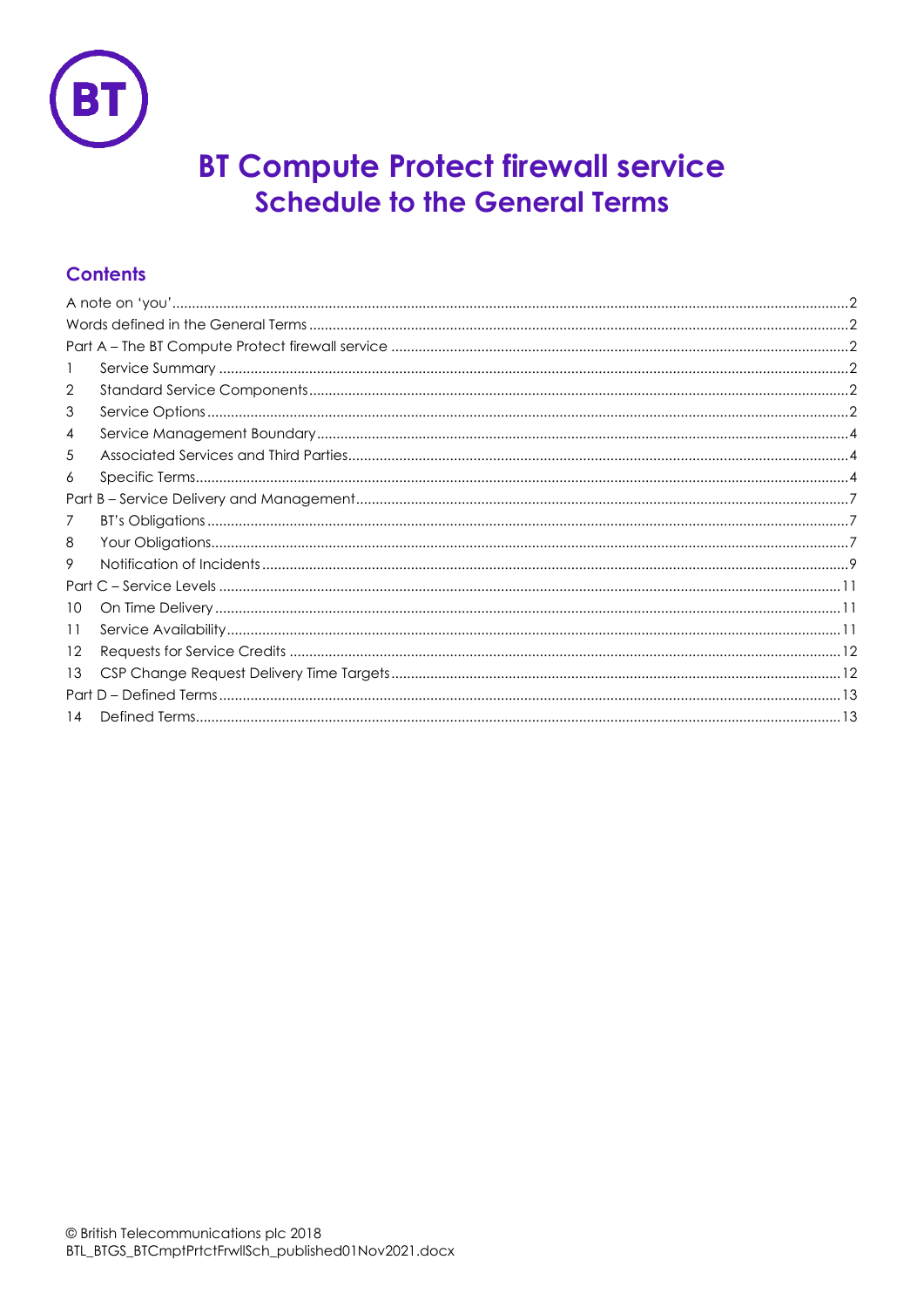# BT Compute Protect firewall service
## Schedule to the General Terms

### Contents

A note on 'you' .......... 2
Words defined in the General Terms .......... 2
Part A – The BT Compute Protect firewall service .......... 2
1 Service Summary .......... 2
2 Standard Service Components .......... 2
3 Service Options .......... 2
4 Service Management Boundary .......... 4
5 Associated Services and Third Parties .......... 4
6 Specific Terms .......... 4
Part B – Service Delivery and Management .......... 7
7 BT's Obligations .......... 7
8 Your Obligations .......... 7
9 Notification of Incidents .......... 9
Part C – Service Levels .......... 11
10 On Time Delivery .......... 11
11 Service Availability .......... 11
12 Requests for Service Credits .......... 12
13 CSP Change Request Delivery Time Targets .......... 12
Part D – Defined Terms .......... 13
14 Defined Terms .......... 13

© British Telecommunications plc 2018
BTL_BTGS_BTCmptPrtctFrwllSch_published01Nov2021.docx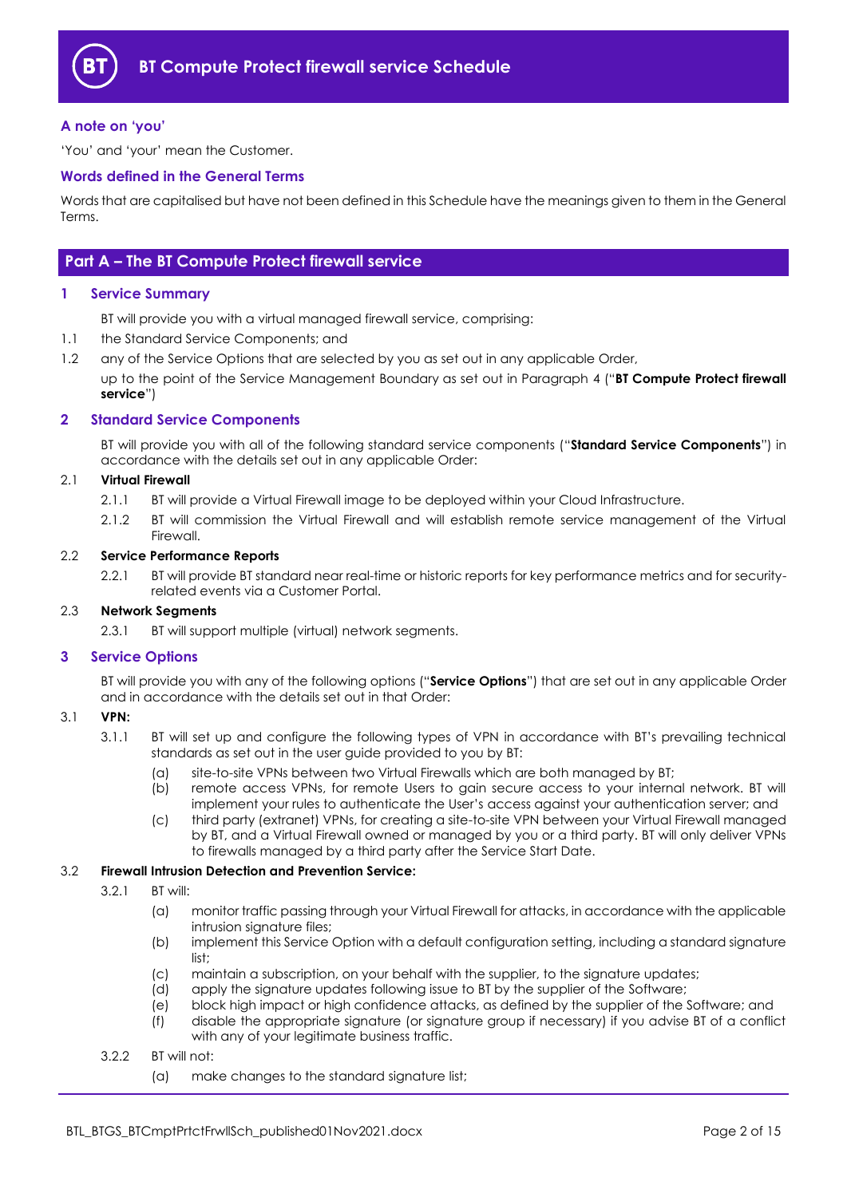# BT Compute Protect firewall service Schedule

### A note on 'you'

'You' and 'your' mean the Customer.

### Words defined in the General Terms

Words that are capitalised but have not been defined in this Schedule have the meanings given to them in the General Terms.

## Part A – The BT Compute Protect firewall service

### 1 Service Summary

BT will provide you with a virtual managed firewall service, comprising:

1.1 the Standard Service Components; and

1.2 any of the Service Options that are selected by you as set out in any applicable Order,

up to the point of the Service Management Boundary as set out in Paragraph 4 ("**BT Compute Protect firewall service**")

### 2 Standard Service Components

BT will provide you with all of the following standard service components ("**Standard Service Components**") in accordance with the details set out in any applicable Order:

2.1 **Virtual Firewall**

2.1.1 BT will provide a Virtual Firewall image to be deployed within your Cloud Infrastructure.

2.1.2 BT will commission the Virtual Firewall and will establish remote service management of the Virtual Firewall.

2.2 **Service Performance Reports**

2.2.1 BT will provide BT standard near real-time or historic reports for key performance metrics and for security-related events via a Customer Portal.

2.3 **Network Segments**

2.3.1 BT will support multiple (virtual) network segments.

### 3 Service Options

BT will provide you with any of the following options ("**Service Options**") that are set out in any applicable Order and in accordance with the details set out in that Order:

3.1 **VPN:**

3.1.1 BT will set up and configure the following types of VPN in accordance with BT's prevailing technical standards as set out in the user guide provided to you by BT:

(a) site-to-site VPNs between two Virtual Firewalls which are both managed by BT;

(b) remote access VPNs, for remote Users to gain secure access to your internal network. BT will implement your rules to authenticate the User's access against your authentication server; and

(c) third party (extranet) VPNs, for creating a site-to-site VPN between your Virtual Firewall managed by BT, and a Virtual Firewall owned or managed by you or a third party. BT will only deliver VPNs to firewalls managed by a third party after the Service Start Date.

3.2 **Firewall Intrusion Detection and Prevention Service:**

3.2.1 BT will:

(a) monitor traffic passing through your Virtual Firewall for attacks, in accordance with the applicable intrusion signature files;

(b) implement this Service Option with a default configuration setting, including a standard signature list;

(c) maintain a subscription, on your behalf with the supplier, to the signature updates;

(d) apply the signature updates following issue to BT by the supplier of the Software;

(e) block high impact or high confidence attacks, as defined by the supplier of the Software; and

(f) disable the appropriate signature (or signature group if necessary) if you advise BT of a conflict with any of your legitimate business traffic.

3.2.2 BT will not:

(a) make changes to the standard signature list;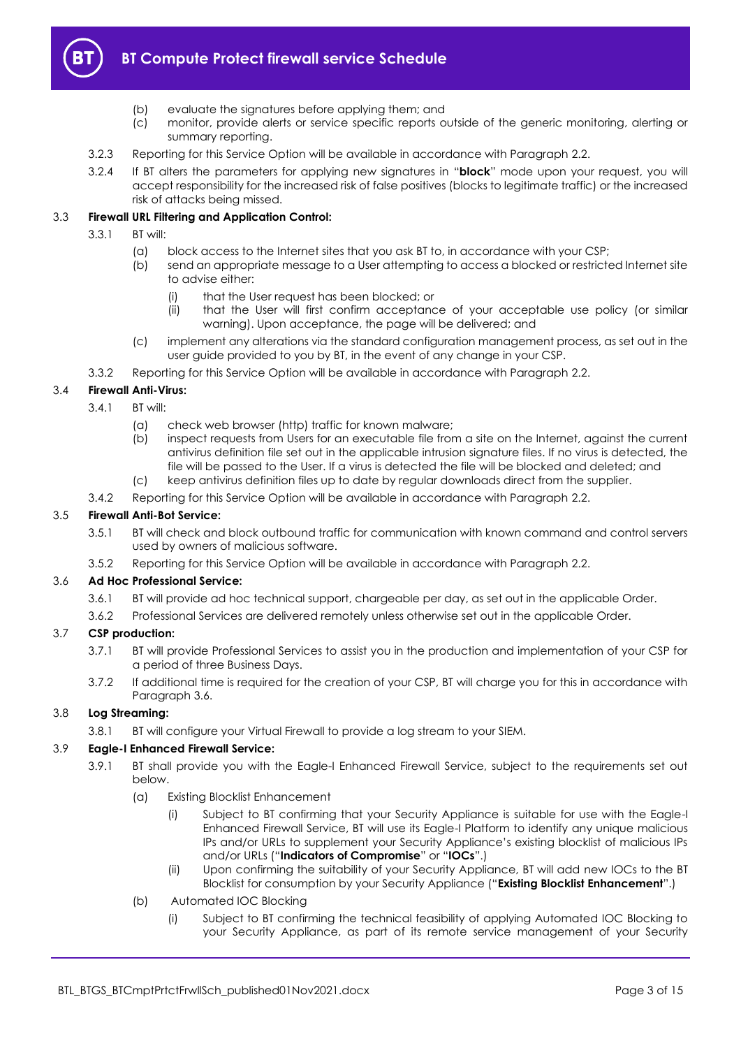(b) evaluate the signatures before applying them; and

(c) monitor, provide alerts or service specific reports outside of the generic monitoring, alerting or summary reporting.

3.2.3 Reporting for this Service Option will be available in accordance with Paragraph 2.2.

3.2.4 If BT alters the parameters for applying new signatures in "**block**" mode upon your request, you will accept responsibility for the increased risk of false positives (blocks to legitimate traffic) or the increased risk of attacks being missed.

3.3 **Firewall URL Filtering and Application Control:**

3.3.1 BT will:

(a) block access to the Internet sites that you ask BT to, in accordance with your CSP;

(b) send an appropriate message to a User attempting to access a blocked or restricted Internet site to advise either:

(i) that the User request has been blocked; or

(ii) that the User will first confirm acceptance of your acceptable use policy (or similar warning). Upon acceptance, the page will be delivered; and

(c) implement any alterations via the standard configuration management process, as set out in the user guide provided to you by BT, in the event of any change in your CSP.

3.3.2 Reporting for this Service Option will be available in accordance with Paragraph 2.2.

3.4 **Firewall Anti-Virus:**

3.4.1 BT will:

(a) check web browser (http) traffic for known malware;

(b) inspect requests from Users for an executable file from a site on the Internet, against the current antivirus definition file set out in the applicable intrusion signature files. If no virus is detected, the file will be passed to the User. If a virus is detected the file will be blocked and deleted; and

(c) keep antivirus definition files up to date by regular downloads direct from the supplier.

3.4.2 Reporting for this Service Option will be available in accordance with Paragraph 2.2.

3.5 **Firewall Anti-Bot Service:**

3.5.1 BT will check and block outbound traffic for communication with known command and control servers used by owners of malicious software.

3.5.2 Reporting for this Service Option will be available in accordance with Paragraph 2.2.

3.6 **Ad Hoc Professional Service:**

3.6.1 BT will provide ad hoc technical support, chargeable per day, as set out in the applicable Order.

3.6.2 Professional Services are delivered remotely unless otherwise set out in the applicable Order.

3.7 **CSP production:**

3.7.1 BT will provide Professional Services to assist you in the production and implementation of your CSP for a period of three Business Days.

3.7.2 If additional time is required for the creation of your CSP, BT will charge you for this in accordance with Paragraph 3.6.

3.8 **Log Streaming:**

3.8.1 BT will configure your Virtual Firewall to provide a log stream to your SIEM.

3.9 **Eagle-I Enhanced Firewall Service:**

3.9.1 BT shall provide you with the Eagle-I Enhanced Firewall Service, subject to the requirements set out below.

(a) Existing Blocklist Enhancement

(i) Subject to BT confirming that your Security Appliance is suitable for use with the Eagle-I Enhanced Firewall Service, BT will use its Eagle-I Platform to identify any unique malicious IPs and/or URLs to supplement your Security Appliance's existing blocklist of malicious IPs and/or URLs ("**Indicators of Compromise**" or "**IOCs**".)

(ii) Upon confirming the suitability of your Security Appliance, BT will add new IOCs to the BT Blocklist for consumption by your Security Appliance ("**Existing Blocklist Enhancement**".)

(b) Automated IOC Blocking

(i) Subject to BT confirming the technical feasibility of applying Automated IOC Blocking to your Security Appliance, as part of its remote service management of your Security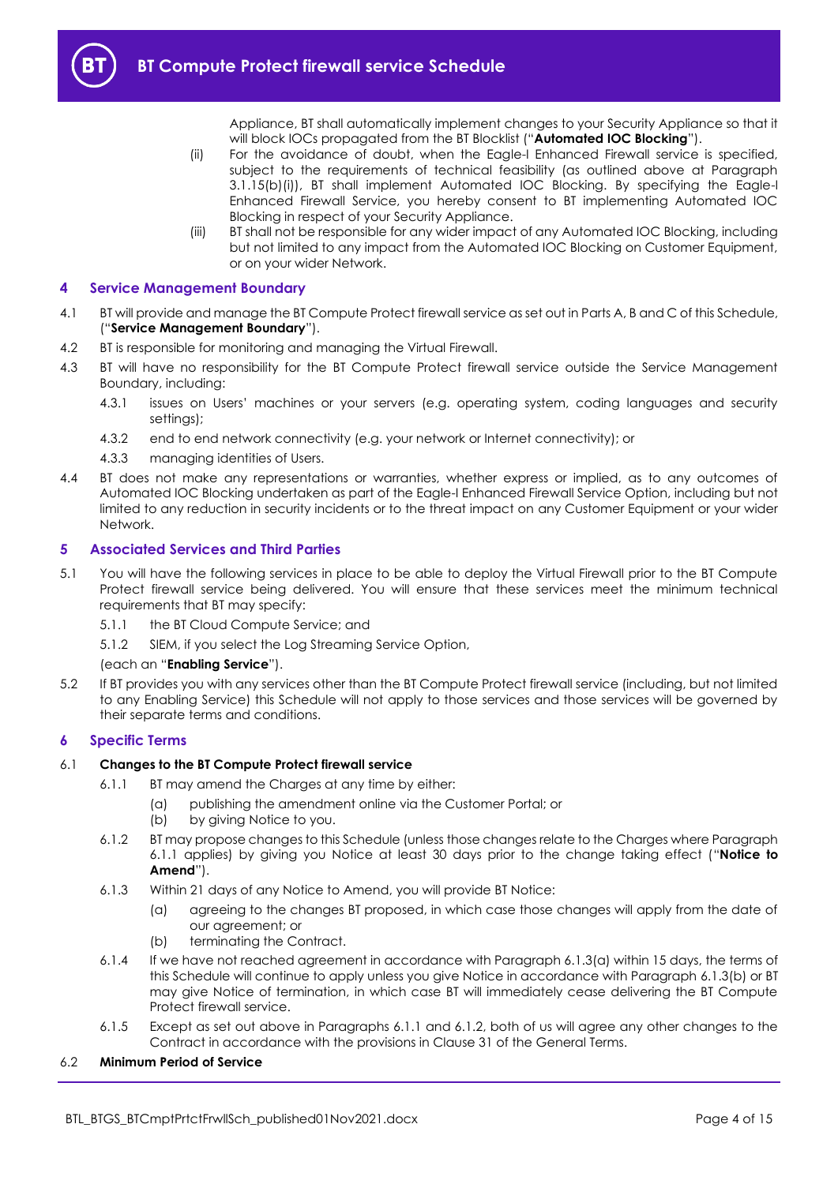Appliance, BT shall automatically implement changes to your Security Appliance so that it will block IOCs propagated from the BT Blocklist ("**Automated IOC Blocking**").

(ii) For the avoidance of doubt, when the Eagle-I Enhanced Firewall service is specified, subject to the requirements of technical feasibility (as outlined above at Paragraph 3.1.15(b)(i)), BT shall implement Automated IOC Blocking. By specifying the Eagle-I Enhanced Firewall Service, you hereby consent to BT implementing Automated IOC Blocking in respect of your Security Appliance.

(iii) BT shall not be responsible for any wider impact of any Automated IOC Blocking, including but not limited to any impact from the Automated IOC Blocking on Customer Equipment, or on your wider Network.

## 4 Service Management Boundary

4.1 BT will provide and manage the BT Compute Protect firewall service as set out in Parts A, B and C of this Schedule, ("**Service Management Boundary**").

4.2 BT is responsible for monitoring and managing the Virtual Firewall.

4.3 BT will have no responsibility for the BT Compute Protect firewall service outside the Service Management Boundary, including:

4.3.1 issues on Users' machines or your servers (e.g. operating system, coding languages and security settings);

4.3.2 end to end network connectivity (e.g. your network or Internet connectivity); or

4.3.3 managing identities of Users.

4.4 BT does not make any representations or warranties, whether express or implied, as to any outcomes of Automated IOC Blocking undertaken as part of the Eagle-I Enhanced Firewall Service Option, including but not limited to any reduction in security incidents or to the threat impact on any Customer Equipment or your wider Network.

## 5 Associated Services and Third Parties

5.1 You will have the following services in place to be able to deploy the Virtual Firewall prior to the BT Compute Protect firewall service being delivered. You will ensure that these services meet the minimum technical requirements that BT may specify:

5.1.1 the BT Cloud Compute Service; and

5.1.2 SIEM, if you select the Log Streaming Service Option,

(each an "**Enabling Service**").

5.2 If BT provides you with any services other than the BT Compute Protect firewall service (including, but not limited to any Enabling Service) this Schedule will not apply to those services and those services will be governed by their separate terms and conditions.

## 6 Specific Terms

### 6.1 Changes to the BT Compute Protect firewall service

6.1.1 BT may amend the Charges at any time by either:

(a) publishing the amendment online via the Customer Portal; or

(b) by giving Notice to you.

6.1.2 BT may propose changes to this Schedule (unless those changes relate to the Charges where Paragraph 6.1.1 applies) by giving you Notice at least 30 days prior to the change taking effect ("**Notice to Amend**").

6.1.3 Within 21 days of any Notice to Amend, you will provide BT Notice:

(a) agreeing to the changes BT proposed, in which case those changes will apply from the date of our agreement; or

(b) terminating the Contract.

6.1.4 If we have not reached agreement in accordance with Paragraph 6.1.3(a) within 15 days, the terms of this Schedule will continue to apply unless you give Notice in accordance with Paragraph 6.1.3(b) or BT may give Notice of termination, in which case BT will immediately cease delivering the BT Compute Protect firewall service.

6.1.5 Except as set out above in Paragraphs 6.1.1 and 6.1.2, both of us will agree any other changes to the Contract in accordance with the provisions in Clause 31 of the General Terms.

### 6.2 Minimum Period of Service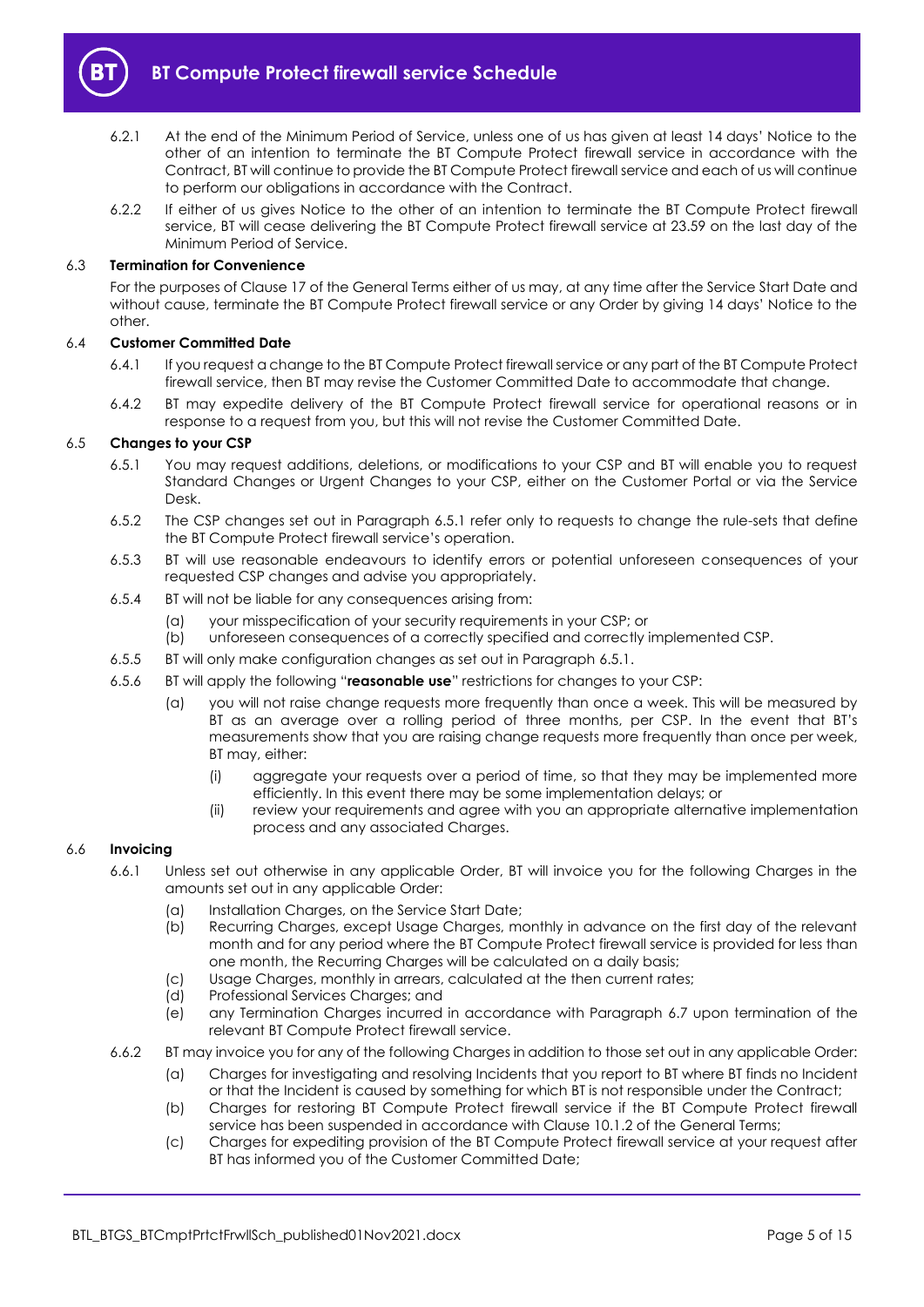6.2.1 At the end of the Minimum Period of Service, unless one of us has given at least 14 days' Notice to the other of an intention to terminate the BT Compute Protect firewall service in accordance with the Contract, BT will continue to provide the BT Compute Protect firewall service and each of us will continue to perform our obligations in accordance with the Contract.

6.2.2 If either of us gives Notice to the other of an intention to terminate the BT Compute Protect firewall service, BT will cease delivering the BT Compute Protect firewall service at 23.59 on the last day of the Minimum Period of Service.

### 6.3 Termination for Convenience

For the purposes of Clause 17 of the General Terms either of us may, at any time after the Service Start Date and without cause, terminate the BT Compute Protect firewall service or any Order by giving 14 days' Notice to the other.

### 6.4 Customer Committed Date

6.4.1 If you request a change to the BT Compute Protect firewall service or any part of the BT Compute Protect firewall service, then BT may revise the Customer Committed Date to accommodate that change.

6.4.2 BT may expedite delivery of the BT Compute Protect firewall service for operational reasons or in response to a request from you, but this will not revise the Customer Committed Date.

### 6.5 Changes to your CSP

6.5.1 You may request additions, deletions, or modifications to your CSP and BT will enable you to request Standard Changes or Urgent Changes to your CSP, either on the Customer Portal or via the Service Desk.

6.5.2 The CSP changes set out in Paragraph 6.5.1 refer only to requests to change the rule-sets that define the BT Compute Protect firewall service's operation.

6.5.3 BT will use reasonable endeavours to identify errors or potential unforeseen consequences of your requested CSP changes and advise you appropriately.

6.5.4 BT will not be liable for any consequences arising from:

(a) your misspecification of your security requirements in your CSP; or
(b) unforeseen consequences of a correctly specified and correctly implemented CSP.

6.5.5 BT will only make configuration changes as set out in Paragraph 6.5.1.

6.5.6 BT will apply the following "**reasonable use**" restrictions for changes to your CSP:

(a) you will not raise change requests more frequently than once a week. This will be measured by BT as an average over a rolling period of three months, per CSP. In the event that BT's measurements show that you are raising change requests more frequently than once per week, BT may, either:

(i) aggregate your requests over a period of time, so that they may be implemented more efficiently. In this event there may be some implementation delays; or
(ii) review your requirements and agree with you an appropriate alternative implementation process and any associated Charges.

### 6.6 Invoicing

6.6.1 Unless set out otherwise in any applicable Order, BT will invoice you for the following Charges in the amounts set out in any applicable Order:

(a) Installation Charges, on the Service Start Date;
(b) Recurring Charges, except Usage Charges, monthly in advance on the first day of the relevant month and for any period where the BT Compute Protect firewall service is provided for less than one month, the Recurring Charges will be calculated on a daily basis;
(c) Usage Charges, monthly in arrears, calculated at the then current rates;
(d) Professional Services Charges; and
(e) any Termination Charges incurred in accordance with Paragraph 6.7 upon termination of the relevant BT Compute Protect firewall service.

6.6.2 BT may invoice you for any of the following Charges in addition to those set out in any applicable Order:

(a) Charges for investigating and resolving Incidents that you report to BT where BT finds no Incident or that the Incident is caused by something for which BT is not responsible under the Contract;
(b) Charges for restoring BT Compute Protect firewall service if the BT Compute Protect firewall service has been suspended in accordance with Clause 10.1.2 of the General Terms;
(c) Charges for expediting provision of the BT Compute Protect firewall service at your request after BT has informed you of the Customer Committed Date;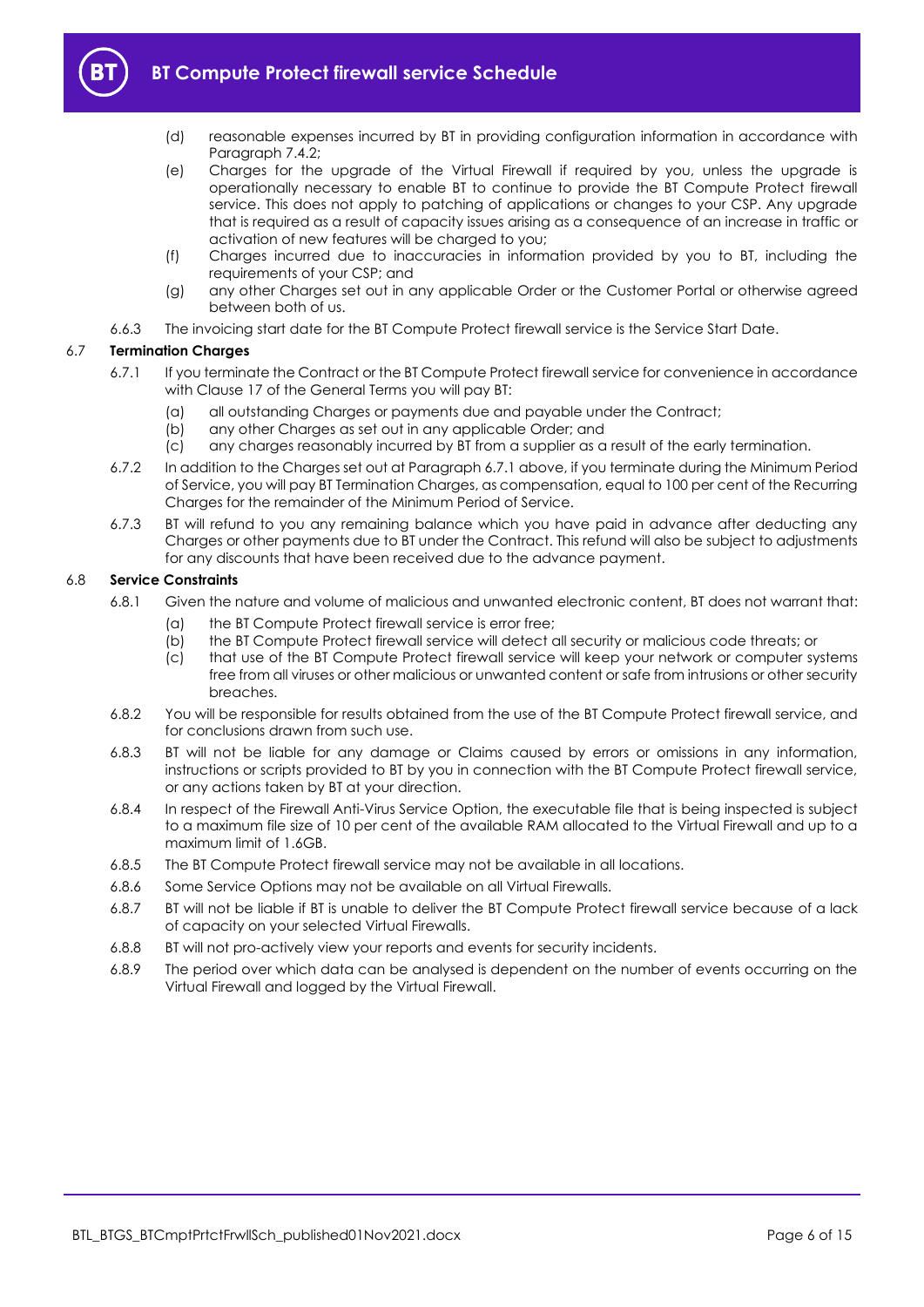(d) reasonable expenses incurred by BT in providing configuration information in accordance with Paragraph 7.4.2;

(e) Charges for the upgrade of the Virtual Firewall if required by you, unless the upgrade is operationally necessary to enable BT to continue to provide the BT Compute Protect firewall service. This does not apply to patching of applications or changes to your CSP. Any upgrade that is required as a result of capacity issues arising as a consequence of an increase in traffic or activation of new features will be charged to you;

(f) Charges incurred due to inaccuracies in information provided by you to BT, including the requirements of your CSP; and

(g) any other Charges set out in any applicable Order or the Customer Portal or otherwise agreed between both of us.

6.6.3 The invoicing start date for the BT Compute Protect firewall service is the Service Start Date.

### 6.7 Termination Charges

6.7.1 If you terminate the Contract or the BT Compute Protect firewall service for convenience in accordance with Clause 17 of the General Terms you will pay BT:

(a) all outstanding Charges or payments due and payable under the Contract;
(b) any other Charges as set out in any applicable Order; and
(c) any charges reasonably incurred by BT from a supplier as a result of the early termination.

6.7.2 In addition to the Charges set out at Paragraph 6.7.1 above, if you terminate during the Minimum Period of Service, you will pay BT Termination Charges, as compensation, equal to 100 per cent of the Recurring Charges for the remainder of the Minimum Period of Service.

6.7.3 BT will refund to you any remaining balance which you have paid in advance after deducting any Charges or other payments due to BT under the Contract. This refund will also be subject to adjustments for any discounts that have been received due to the advance payment.

### 6.8 Service Constraints

6.8.1 Given the nature and volume of malicious and unwanted electronic content, BT does not warrant that:

(a) the BT Compute Protect firewall service is error free;
(b) the BT Compute Protect firewall service will detect all security or malicious code threats; or
(c) that use of the BT Compute Protect firewall service will keep your network or computer systems free from all viruses or other malicious or unwanted content or safe from intrusions or other security breaches.

6.8.2 You will be responsible for results obtained from the use of the BT Compute Protect firewall service, and for conclusions drawn from such use.

6.8.3 BT will not be liable for any damage or Claims caused by errors or omissions in any information, instructions or scripts provided to BT by you in connection with the BT Compute Protect firewall service, or any actions taken by BT at your direction.

6.8.4 In respect of the Firewall Anti-Virus Service Option, the executable file that is being inspected is subject to a maximum file size of 10 per cent of the available RAM allocated to the Virtual Firewall and up to a maximum limit of 1.6GB.

6.8.5 The BT Compute Protect firewall service may not be available in all locations.

6.8.6 Some Service Options may not be available on all Virtual Firewalls.

6.8.7 BT will not be liable if BT is unable to deliver the BT Compute Protect firewall service because of a lack of capacity on your selected Virtual Firewalls.

6.8.8 BT will not pro-actively view your reports and events for security incidents.

6.8.9 The period over which data can be analysed is dependent on the number of events occurring on the Virtual Firewall and logged by the Virtual Firewall.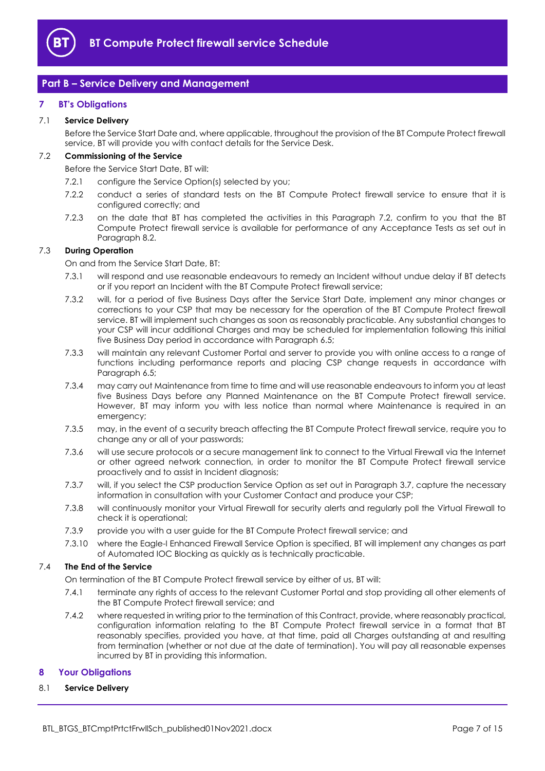## Part B – Service Delivery and Management

### 7 BT's Obligations

**7.1 Service Delivery**

Before the Service Start Date and, where applicable, throughout the provision of the BT Compute Protect firewall service, BT will provide you with contact details for the Service Desk.

**7.2 Commissioning of the Service**

Before the Service Start Date, BT will:

7.2.1 configure the Service Option(s) selected by you;

7.2.2 conduct a series of standard tests on the BT Compute Protect firewall service to ensure that it is configured correctly; and

7.2.3 on the date that BT has completed the activities in this Paragraph 7.2, confirm to you that the BT Compute Protect firewall service is available for performance of any Acceptance Tests as set out in Paragraph 8.2.

**7.3 During Operation**

On and from the Service Start Date, BT:

7.3.1 will respond and use reasonable endeavours to remedy an Incident without undue delay if BT detects or if you report an Incident with the BT Compute Protect firewall service;

7.3.2 will, for a period of five Business Days after the Service Start Date, implement any minor changes or corrections to your CSP that may be necessary for the operation of the BT Compute Protect firewall service. BT will implement such changes as soon as reasonably practicable. Any substantial changes to your CSP will incur additional Charges and may be scheduled for implementation following this initial five Business Day period in accordance with Paragraph 6.5;

7.3.3 will maintain any relevant Customer Portal and server to provide you with online access to a range of functions including performance reports and placing CSP change requests in accordance with Paragraph 6.5;

7.3.4 may carry out Maintenance from time to time and will use reasonable endeavours to inform you at least five Business Days before any Planned Maintenance on the BT Compute Protect firewall service. However, BT may inform you with less notice than normal where Maintenance is required in an emergency;

7.3.5 may, in the event of a security breach affecting the BT Compute Protect firewall service, require you to change any or all of your passwords;

7.3.6 will use secure protocols or a secure management link to connect to the Virtual Firewall via the Internet or other agreed network connection, in order to monitor the BT Compute Protect firewall service proactively and to assist in Incident diagnosis;

7.3.7 will, if you select the CSP production Service Option as set out in Paragraph 3.7, capture the necessary information in consultation with your Customer Contact and produce your CSP;

7.3.8 will continuously monitor your Virtual Firewall for security alerts and regularly poll the Virtual Firewall to check it is operational;

7.3.9 provide you with a user guide for the BT Compute Protect firewall service; and

7.3.10 where the Eagle-I Enhanced Firewall Service Option is specified, BT will implement any changes as part of Automated IOC Blocking as quickly as is technically practicable.

**7.4 The End of the Service**

On termination of the BT Compute Protect firewall service by either of us, BT will:

7.4.1 terminate any rights of access to the relevant Customer Portal and stop providing all other elements of the BT Compute Protect firewall service; and

7.4.2 where requested in writing prior to the termination of this Contract, provide, where reasonably practical, configuration information relating to the BT Compute Protect firewall service in a format that BT reasonably specifies, provided you have, at that time, paid all Charges outstanding at and resulting from termination (whether or not due at the date of termination). You will pay all reasonable expenses incurred by BT in providing this information.

### 8 Your Obligations

**8.1 Service Delivery**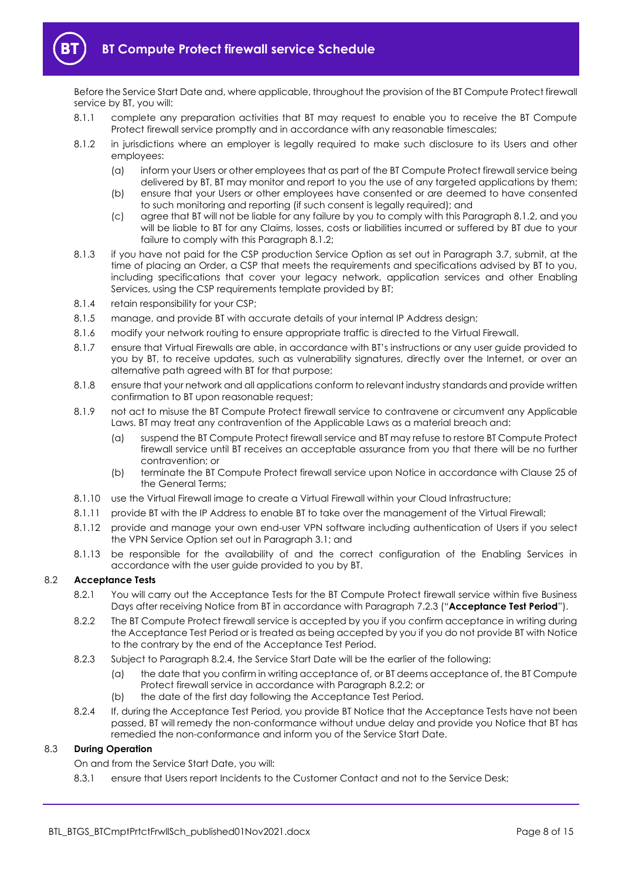Before the Service Start Date and, where applicable, throughout the provision of the BT Compute Protect firewall service by BT, you will:

8.1.1 complete any preparation activities that BT may request to enable you to receive the BT Compute Protect firewall service promptly and in accordance with any reasonable timescales;

8.1.2 in jurisdictions where an employer is legally required to make such disclosure to its Users and other employees:

(a) inform your Users or other employees that as part of the BT Compute Protect firewall service being delivered by BT, BT may monitor and report to you the use of any targeted applications by them;

(b) ensure that your Users or other employees have consented or are deemed to have consented to such monitoring and reporting (if such consent is legally required); and

(c) agree that BT will not be liable for any failure by you to comply with this Paragraph 8.1.2, and you will be liable to BT for any Claims, losses, costs or liabilities incurred or suffered by BT due to your failure to comply with this Paragraph 8.1.2;

8.1.3 if you have not paid for the CSP production Service Option as set out in Paragraph 3.7, submit, at the time of placing an Order, a CSP that meets the requirements and specifications advised by BT to you, including specifications that cover your legacy network, application services and other Enabling Services, using the CSP requirements template provided by BT;

8.1.4 retain responsibility for your CSP;

8.1.5 manage, and provide BT with accurate details of your internal IP Address design;

8.1.6 modify your network routing to ensure appropriate traffic is directed to the Virtual Firewall.

8.1.7 ensure that Virtual Firewalls are able, in accordance with BT's instructions or any user guide provided to you by BT, to receive updates, such as vulnerability signatures, directly over the Internet, or over an alternative path agreed with BT for that purpose;

8.1.8 ensure that your network and all applications conform to relevant industry standards and provide written confirmation to BT upon reasonable request;

8.1.9 not act to misuse the BT Compute Protect firewall service to contravene or circumvent any Applicable Laws. BT may treat any contravention of the Applicable Laws as a material breach and:

(a) suspend the BT Compute Protect firewall service and BT may refuse to restore BT Compute Protect firewall service until BT receives an acceptable assurance from you that there will be no further contravention; or

(b) terminate the BT Compute Protect firewall service upon Notice in accordance with Clause 25 of the General Terms;

8.1.10 use the Virtual Firewall image to create a Virtual Firewall within your Cloud Infrastructure;

8.1.11 provide BT with the IP Address to enable BT to take over the management of the Virtual Firewall;

8.1.12 provide and manage your own end-user VPN software including authentication of Users if you select the VPN Service Option set out in Paragraph 3.1; and

8.1.13 be responsible for the availability of and the correct configuration of the Enabling Services in accordance with the user guide provided to you by BT.

### 8.2 Acceptance Tests

8.2.1 You will carry out the Acceptance Tests for the BT Compute Protect firewall service within five Business Days after receiving Notice from BT in accordance with Paragraph 7.2.3 ("**Acceptance Test Period**").

8.2.2 The BT Compute Protect firewall service is accepted by you if you confirm acceptance in writing during the Acceptance Test Period or is treated as being accepted by you if you do not provide BT with Notice to the contrary by the end of the Acceptance Test Period.

8.2.3 Subject to Paragraph 8.2.4, the Service Start Date will be the earlier of the following:

(a) the date that you confirm in writing acceptance of, or BT deems acceptance of, the BT Compute Protect firewall service in accordance with Paragraph 8.2.2; or

(b) the date of the first day following the Acceptance Test Period.

8.2.4 If, during the Acceptance Test Period, you provide BT Notice that the Acceptance Tests have not been passed, BT will remedy the non-conformance without undue delay and provide you Notice that BT has remedied the non-conformance and inform you of the Service Start Date.

### 8.3 During Operation

On and from the Service Start Date, you will:

8.3.1 ensure that Users report Incidents to the Customer Contact and not to the Service Desk;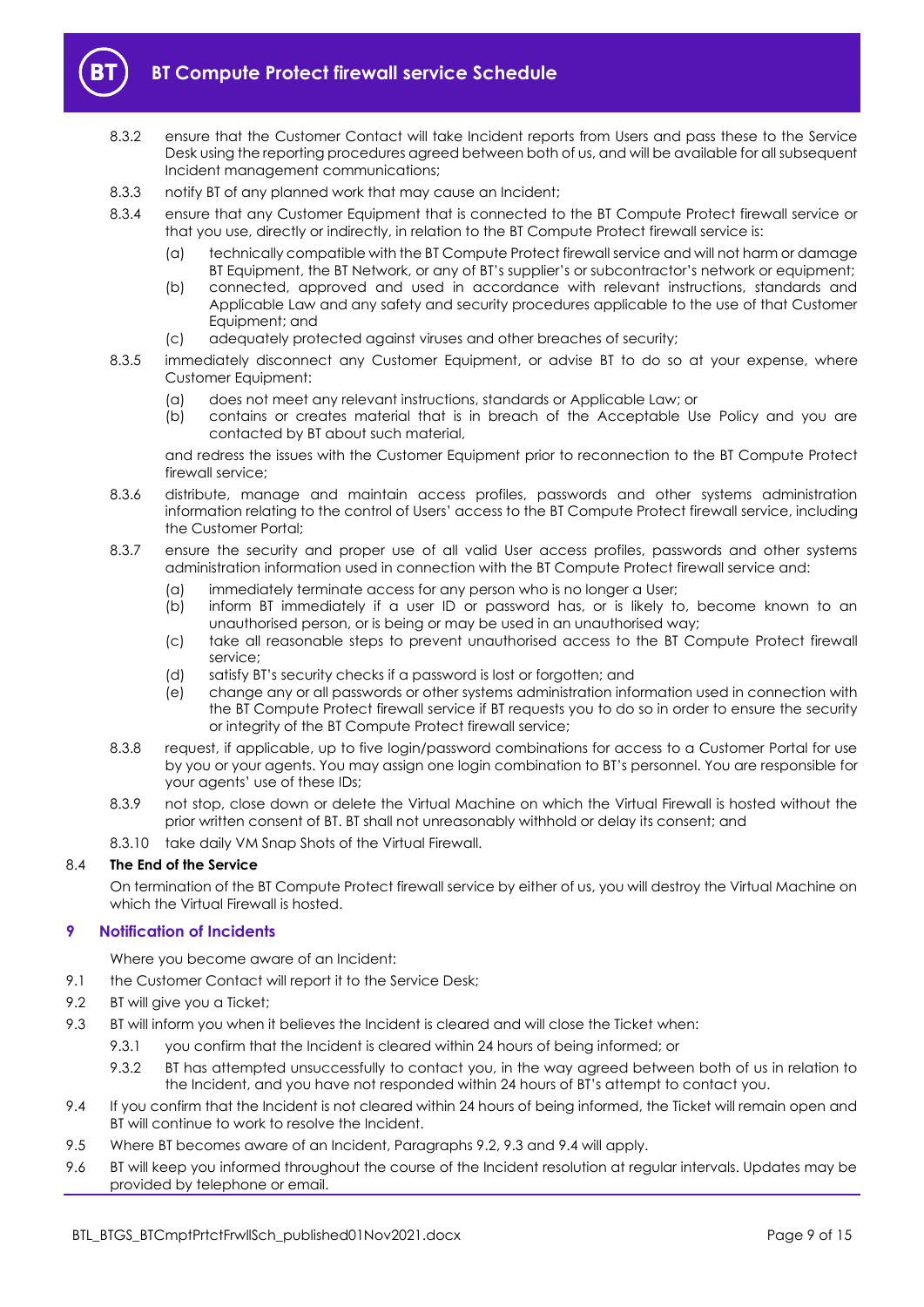8.3.2 ensure that the Customer Contact will take Incident reports from Users and pass these to the Service Desk using the reporting procedures agreed between both of us, and will be available for all subsequent Incident management communications;

8.3.3 notify BT of any planned work that may cause an Incident;

8.3.4 ensure that any Customer Equipment that is connected to the BT Compute Protect firewall service or that you use, directly or indirectly, in relation to the BT Compute Protect firewall service is:

(a) technically compatible with the BT Compute Protect firewall service and will not harm or damage BT Equipment, the BT Network, or any of BT's supplier's or subcontractor's network or equipment;

(b) connected, approved and used in accordance with relevant instructions, standards and Applicable Law and any safety and security procedures applicable to the use of that Customer Equipment; and

(c) adequately protected against viruses and other breaches of security;

8.3.5 immediately disconnect any Customer Equipment, or advise BT to do so at your expense, where Customer Equipment:

(a) does not meet any relevant instructions, standards or Applicable Law; or

(b) contains or creates material that is in breach of the Acceptable Use Policy and you are contacted by BT about such material,

and redress the issues with the Customer Equipment prior to reconnection to the BT Compute Protect firewall service;

8.3.6 distribute, manage and maintain access profiles, passwords and other systems administration information relating to the control of Users' access to the BT Compute Protect firewall service, including the Customer Portal;

8.3.7 ensure the security and proper use of all valid User access profiles, passwords and other systems administration information used in connection with the BT Compute Protect firewall service and:

(a) immediately terminate access for any person who is no longer a User;

(b) inform BT immediately if a user ID or password has, or is likely to, become known to an unauthorised person, or is being or may be used in an unauthorised way;

(c) take all reasonable steps to prevent unauthorised access to the BT Compute Protect firewall service;

(d) satisfy BT's security checks if a password is lost or forgotten; and

(e) change any or all passwords or other systems administration information used in connection with the BT Compute Protect firewall service if BT requests you to do so in order to ensure the security or integrity of the BT Compute Protect firewall service;

8.3.8 request, if applicable, up to five login/password combinations for access to a Customer Portal for use by you or your agents. You may assign one login combination to BT's personnel. You are responsible for your agents' use of these IDs;

8.3.9 not stop, close down or delete the Virtual Machine on which the Virtual Firewall is hosted without the prior written consent of BT. BT shall not unreasonably withhold or delay its consent; and

8.3.10 take daily VM Snap Shots of the Virtual Firewall.

8.4 **The End of the Service**

On termination of the BT Compute Protect firewall service by either of us, you will destroy the Virtual Machine on which the Virtual Firewall is hosted.

## 9 Notification of Incidents

Where you become aware of an Incident:

9.1 the Customer Contact will report it to the Service Desk;

9.2 BT will give you a Ticket;

9.3 BT will inform you when it believes the Incident is cleared and will close the Ticket when:

9.3.1 you confirm that the Incident is cleared within 24 hours of being informed; or

9.3.2 BT has attempted unsuccessfully to contact you, in the way agreed between both of us in relation to the Incident, and you have not responded within 24 hours of BT's attempt to contact you.

9.4 If you confirm that the Incident is not cleared within 24 hours of being informed, the Ticket will remain open and BT will continue to work to resolve the Incident.

9.5 Where BT becomes aware of an Incident, Paragraphs 9.2, 9.3 and 9.4 will apply.

9.6 BT will keep you informed throughout the course of the Incident resolution at regular intervals. Updates may be provided by telephone or email.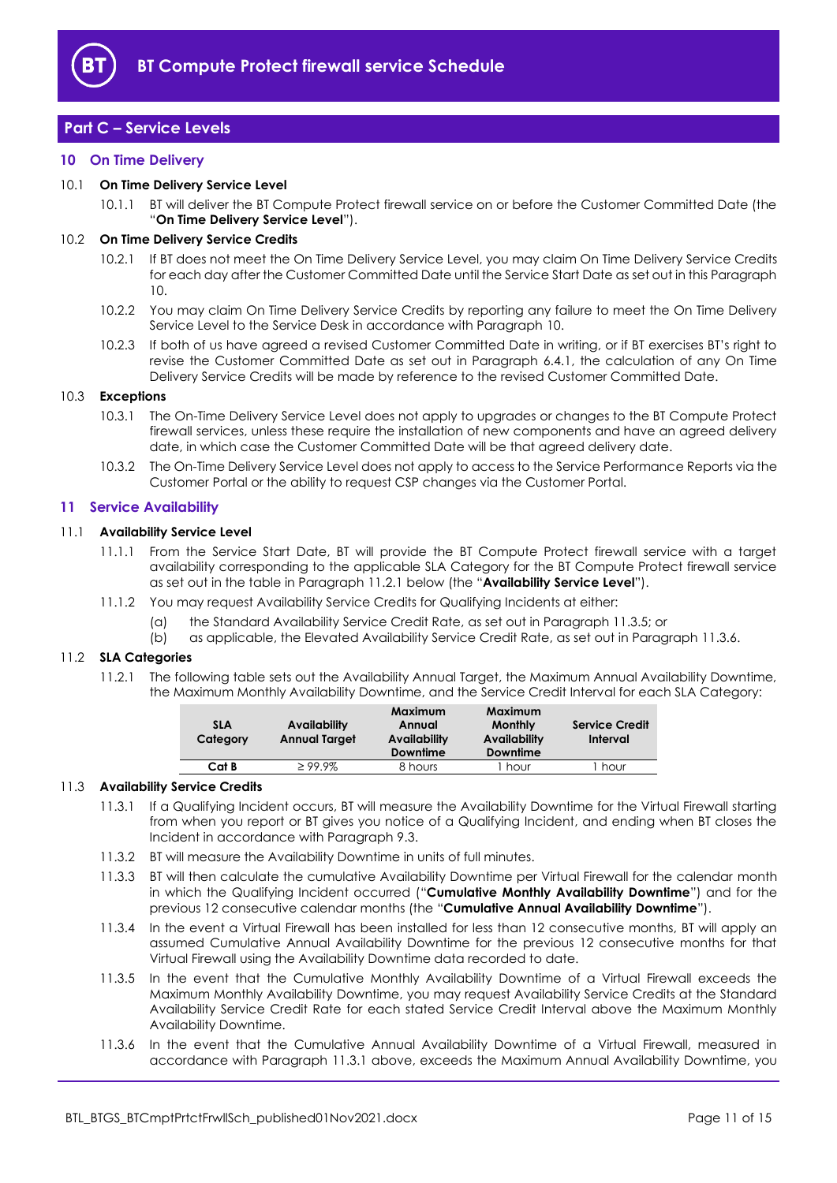## Part C – Service Levels

### 10 On Time Delivery

**10.1 On Time Delivery Service Level**

10.1.1 BT will deliver the BT Compute Protect firewall service on or before the Customer Committed Date (the "**On Time Delivery Service Level**").

**10.2 On Time Delivery Service Credits**

10.2.1 If BT does not meet the On Time Delivery Service Level, you may claim On Time Delivery Service Credits for each day after the Customer Committed Date until the Service Start Date as set out in this Paragraph 10.

10.2.2 You may claim On Time Delivery Service Credits by reporting any failure to meet the On Time Delivery Service Level to the Service Desk in accordance with Paragraph 10.

10.2.3 If both of us have agreed a revised Customer Committed Date in writing, or if BT exercises BT's right to revise the Customer Committed Date as set out in Paragraph 6.4.1, the calculation of any On Time Delivery Service Credits will be made by reference to the revised Customer Committed Date.

**10.3 Exceptions**

10.3.1 The On-Time Delivery Service Level does not apply to upgrades or changes to the BT Compute Protect firewall services, unless these require the installation of new components and have an agreed delivery date, in which case the Customer Committed Date will be that agreed delivery date.

10.3.2 The On-Time Delivery Service Level does not apply to access to the Service Performance Reports via the Customer Portal or the ability to request CSP changes via the Customer Portal.

### 11 Service Availability

**11.1 Availability Service Level**

11.1.1 From the Service Start Date, BT will provide the BT Compute Protect firewall service with a target availability corresponding to the applicable SLA Category for the BT Compute Protect firewall service as set out in the table in Paragraph 11.2.1 below (the "**Availability Service Level**").

11.1.2 You may request Availability Service Credits for Qualifying Incidents at either:

(a) the Standard Availability Service Credit Rate, as set out in Paragraph 11.3.5; or
(b) as applicable, the Elevated Availability Service Credit Rate, as set out in Paragraph 11.3.6.

**11.2 SLA Categories**

11.2.1 The following table sets out the Availability Annual Target, the Maximum Annual Availability Downtime, the Maximum Monthly Availability Downtime, and the Service Credit Interval for each SLA Category:

| SLA Category | Availability Annual Target | Maximum Annual Availability Downtime | Maximum Monthly Availability Downtime | Service Credit Interval |
|---|---|---|---|---|
| **Cat B** | ≥ 99.9% | 8 hours | 1 hour | 1 hour |

**11.3 Availability Service Credits**

11.3.1 If a Qualifying Incident occurs, BT will measure the Availability Downtime for the Virtual Firewall starting from when you report or BT gives you notice of a Qualifying Incident, and ending when BT closes the Incident in accordance with Paragraph 9.3.

11.3.2 BT will measure the Availability Downtime in units of full minutes.

11.3.3 BT will then calculate the cumulative Availability Downtime per Virtual Firewall for the calendar month in which the Qualifying Incident occurred ("**Cumulative Monthly Availability Downtime**") and for the previous 12 consecutive calendar months (the "**Cumulative Annual Availability Downtime**").

11.3.4 In the event a Virtual Firewall has been installed for less than 12 consecutive months, BT will apply an assumed Cumulative Annual Availability Downtime for the previous 12 consecutive months for that Virtual Firewall using the Availability Downtime data recorded to date.

11.3.5 In the event that the Cumulative Monthly Availability Downtime of a Virtual Firewall exceeds the Maximum Monthly Availability Downtime, you may request Availability Service Credits at the Standard Availability Service Credit Rate for each stated Service Credit Interval above the Maximum Monthly Availability Downtime.

11.3.6 In the event that the Cumulative Annual Availability Downtime of a Virtual Firewall, measured in accordance with Paragraph 11.3.1 above, exceeds the Maximum Annual Availability Downtime, you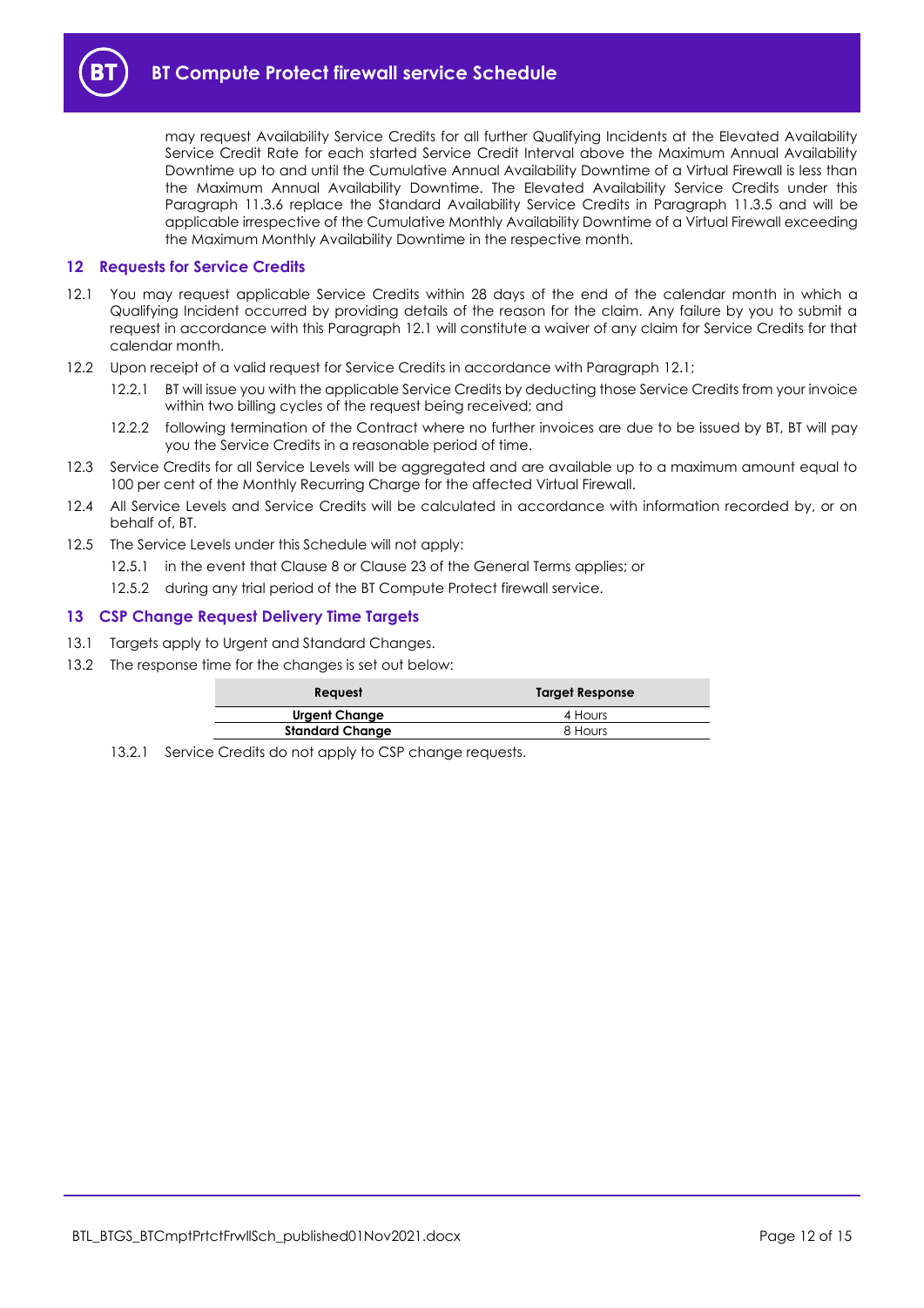may request Availability Service Credits for all further Qualifying Incidents at the Elevated Availability Service Credit Rate for each started Service Credit Interval above the Maximum Annual Availability Downtime up to and until the Cumulative Annual Availability Downtime of a Virtual Firewall is less than the Maximum Annual Availability Downtime. The Elevated Availability Service Credits under this Paragraph 11.3.6 replace the Standard Availability Service Credits in Paragraph 11.3.5 and will be applicable irrespective of the Cumulative Monthly Availability Downtime of a Virtual Firewall exceeding the Maximum Monthly Availability Downtime in the respective month.

## 12 Requests for Service Credits

12.1 You may request applicable Service Credits within 28 days of the end of the calendar month in which a Qualifying Incident occurred by providing details of the reason for the claim. Any failure by you to submit a request in accordance with this Paragraph 12.1 will constitute a waiver of any claim for Service Credits for that calendar month.

12.2 Upon receipt of a valid request for Service Credits in accordance with Paragraph 12.1;

12.2.1 BT will issue you with the applicable Service Credits by deducting those Service Credits from your invoice within two billing cycles of the request being received; and

12.2.2 following termination of the Contract where no further invoices are due to be issued by BT, BT will pay you the Service Credits in a reasonable period of time.

12.3 Service Credits for all Service Levels will be aggregated and are available up to a maximum amount equal to 100 per cent of the Monthly Recurring Charge for the affected Virtual Firewall.

12.4 All Service Levels and Service Credits will be calculated in accordance with information recorded by, or on behalf of, BT.

12.5 The Service Levels under this Schedule will not apply:

12.5.1 in the event that Clause 8 or Clause 23 of the General Terms applies; or

12.5.2 during any trial period of the BT Compute Protect firewall service.

## 13 CSP Change Request Delivery Time Targets

13.1 Targets apply to Urgent and Standard Changes.

13.2 The response time for the changes is set out below:

| Request | Target Response |
|---|---|
| **Urgent Change** | 4 Hours |
| **Standard Change** | 8 Hours |

13.2.1 Service Credits do not apply to CSP change requests.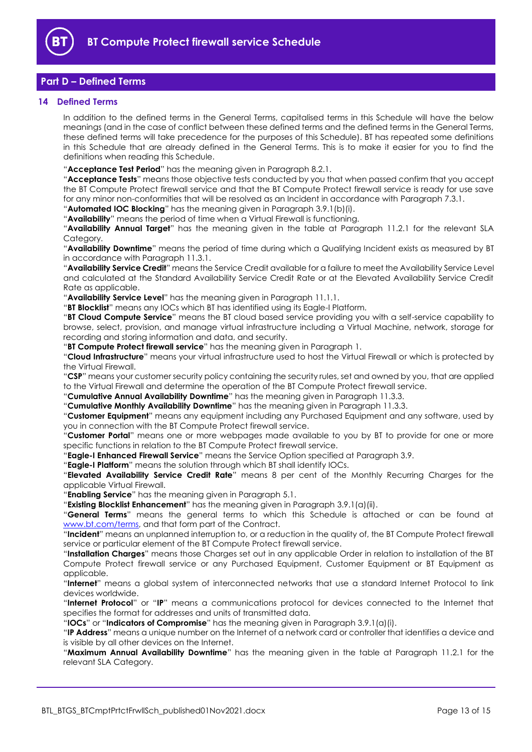## Part D – Defined Terms

### 14 Defined Terms

In addition to the defined terms in the General Terms, capitalised terms in this Schedule will have the below meanings (and in the case of conflict between these defined terms and the defined terms in the General Terms, these defined terms will take precedence for the purposes of this Schedule). BT has repeated some definitions in this Schedule that are already defined in the General Terms. This is to make it easier for you to find the definitions when reading this Schedule.

"**Acceptance Test Period**" has the meaning given in Paragraph 8.2.1.

"**Acceptance Tests**" means those objective tests conducted by you that when passed confirm that you accept the BT Compute Protect firewall service and that the BT Compute Protect firewall service is ready for use save for any minor non-conformities that will be resolved as an Incident in accordance with Paragraph 7.3.1.

"**Automated IOC Blocking**" has the meaning given in Paragraph 3.9.1(b)(i).

"**Availability**" means the period of time when a Virtual Firewall is functioning.

"**Availability Annual Target**" has the meaning given in the table at Paragraph 11.2.1 for the relevant SLA Category.

"**Availability Downtime**" means the period of time during which a Qualifying Incident exists as measured by BT in accordance with Paragraph 11.3.1.

"**Availability Service Credit**" means the Service Credit available for a failure to meet the Availability Service Level and calculated at the Standard Availability Service Credit Rate or at the Elevated Availability Service Credit Rate as applicable.

"**Availability Service Level**" has the meaning given in Paragraph 11.1.1.

"**BT Blocklist**" means any IOCs which BT has identified using its Eagle-I Platform.

"**BT Cloud Compute Service**" means the BT cloud based service providing you with a self-service capability to browse, select, provision, and manage virtual infrastructure including a Virtual Machine, network, storage for recording and storing information and data, and security.

"**BT Compute Protect firewall service**" has the meaning given in Paragraph 1.

"**Cloud Infrastructure**" means your virtual infrastructure used to host the Virtual Firewall or which is protected by the Virtual Firewall.

"**CSP**" means your customer security policy containing the security rules, set and owned by you, that are applied to the Virtual Firewall and determine the operation of the BT Compute Protect firewall service.

"**Cumulative Annual Availability Downtime**" has the meaning given in Paragraph 11.3.3.

"**Cumulative Monthly Availability Downtime**" has the meaning given in Paragraph 11.3.3.

"**Customer Equipment**" means any equipment including any Purchased Equipment and any software, used by you in connection with the BT Compute Protect firewall service.

"**Customer Portal**" means one or more webpages made available to you by BT to provide for one or more specific functions in relation to the BT Compute Protect firewall service.

"**Eagle-I Enhanced Firewall Service**" means the Service Option specified at Paragraph 3.9.

"**Eagle-I Platform**" means the solution through which BT shall identify IOCs.

"**Elevated Availability Service Credit Rate**" means 8 per cent of the Monthly Recurring Charges for the applicable Virtual Firewall.

"**Enabling Service**" has the meaning given in Paragraph 5.1.

"**Existing Blocklist Enhancement**" has the meaning given in Paragraph 3.9.1(a)(ii).

"**General Terms**" means the general terms to which this Schedule is attached or can be found at [www.bt.com/terms](www.bt.com/terms), and that form part of the Contract.

"**Incident**" means an unplanned interruption to, or a reduction in the quality of, the BT Compute Protect firewall service or particular element of the BT Compute Protect firewall service.

"**Installation Charges**" means those Charges set out in any applicable Order in relation to installation of the BT Compute Protect firewall service or any Purchased Equipment, Customer Equipment or BT Equipment as applicable.

"**Internet**" means a global system of interconnected networks that use a standard Internet Protocol to link devices worldwide.

"**Internet Protocol**" or "**IP**" means a communications protocol for devices connected to the Internet that specifies the format for addresses and units of transmitted data.

"**IOCs**" or "**Indicators of Compromise**" has the meaning given in Paragraph 3.9.1(a)(i).

"**IP Address**" means a unique number on the Internet of a network card or controller that identifies a device and is visible by all other devices on the Internet.

"**Maximum Annual Availability Downtime**" has the meaning given in the table at Paragraph 11.2.1 for the relevant SLA Category.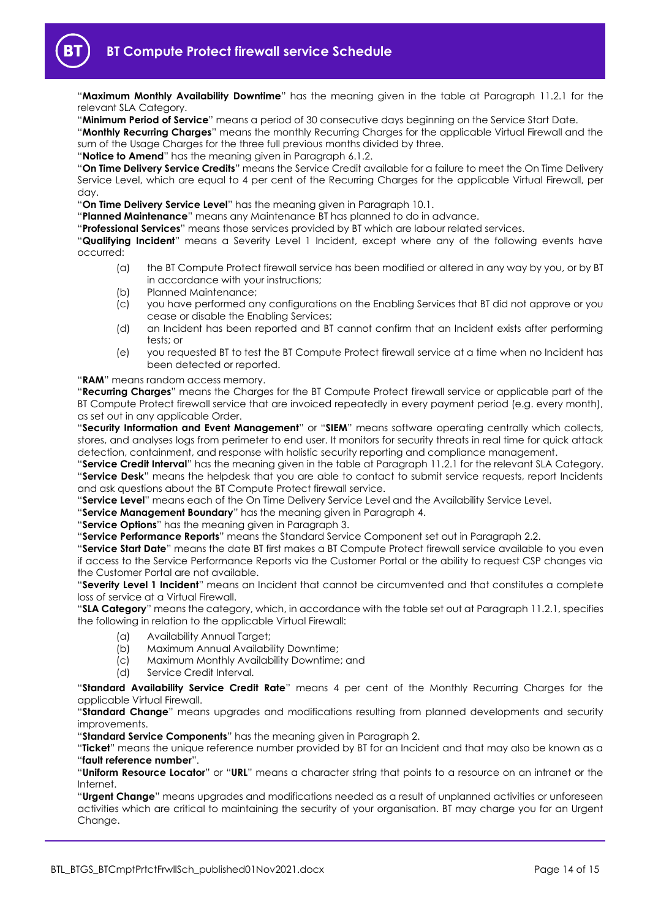"**Maximum Monthly Availability Downtime**" has the meaning given in the table at Paragraph 11.2.1 for the relevant SLA Category.

"**Minimum Period of Service**" means a period of 30 consecutive days beginning on the Service Start Date.

"**Monthly Recurring Charges**" means the monthly Recurring Charges for the applicable Virtual Firewall and the sum of the Usage Charges for the three full previous months divided by three.

"**Notice to Amend**" has the meaning given in Paragraph 6.1.2.

"**On Time Delivery Service Credits**" means the Service Credit available for a failure to meet the On Time Delivery Service Level, which are equal to 4 per cent of the Recurring Charges for the applicable Virtual Firewall, per day.

"**On Time Delivery Service Level**" has the meaning given in Paragraph 10.1.

"**Planned Maintenance**" means any Maintenance BT has planned to do in advance.

"**Professional Services**" means those services provided by BT which are labour related services.

"**Qualifying Incident**" means a Severity Level 1 Incident, except where any of the following events have occurred:

(a) the BT Compute Protect firewall service has been modified or altered in any way by you, or by BT in accordance with your instructions;

(b) Planned Maintenance;

(c) you have performed any configurations on the Enabling Services that BT did not approve or you cease or disable the Enabling Services;

(d) an Incident has been reported and BT cannot confirm that an Incident exists after performing tests; or

(e) you requested BT to test the BT Compute Protect firewall service at a time when no Incident has been detected or reported.

"**RAM**" means random access memory.

"**Recurring Charges**" means the Charges for the BT Compute Protect firewall service or applicable part of the BT Compute Protect firewall service that are invoiced repeatedly in every payment period (e.g. every month), as set out in any applicable Order.

"**Security Information and Event Management**" or "**SIEM**" means software operating centrally which collects, stores, and analyses logs from perimeter to end user. It monitors for security threats in real time for quick attack detection, containment, and response with holistic security reporting and compliance management.

"**Service Credit Interval**" has the meaning given in the table at Paragraph 11.2.1 for the relevant SLA Category.

"**Service Desk**" means the helpdesk that you are able to contact to submit service requests, report Incidents and ask questions about the BT Compute Protect firewall service.

"**Service Level**" means each of the On Time Delivery Service Level and the Availability Service Level.

"**Service Management Boundary**" has the meaning given in Paragraph 4.

"**Service Options**" has the meaning given in Paragraph 3.

"**Service Performance Reports**" means the Standard Service Component set out in Paragraph 2.2.

"**Service Start Date**" means the date BT first makes a BT Compute Protect firewall service available to you even if access to the Service Performance Reports via the Customer Portal or the ability to request CSP changes via the Customer Portal are not available.

"**Severity Level 1 Incident**" means an Incident that cannot be circumvented and that constitutes a complete loss of service at a Virtual Firewall.

"**SLA Category**" means the category, which, in accordance with the table set out at Paragraph 11.2.1, specifies the following in relation to the applicable Virtual Firewall:

(a) Availability Annual Target;

(b) Maximum Annual Availability Downtime;

(c) Maximum Monthly Availability Downtime; and

(d) Service Credit Interval.

"**Standard Availability Service Credit Rate**" means 4 per cent of the Monthly Recurring Charges for the applicable Virtual Firewall.

"**Standard Change**" means upgrades and modifications resulting from planned developments and security improvements.

"**Standard Service Components**" has the meaning given in Paragraph 2.

"**Ticket**" means the unique reference number provided by BT for an Incident and that may also be known as a "**fault reference number**".

"**Uniform Resource Locator**" or "**URL**" means a character string that points to a resource on an intranet or the Internet.

"**Urgent Change**" means upgrades and modifications needed as a result of unplanned activities or unforeseen activities which are critical to maintaining the security of your organisation. BT may charge you for an Urgent Change.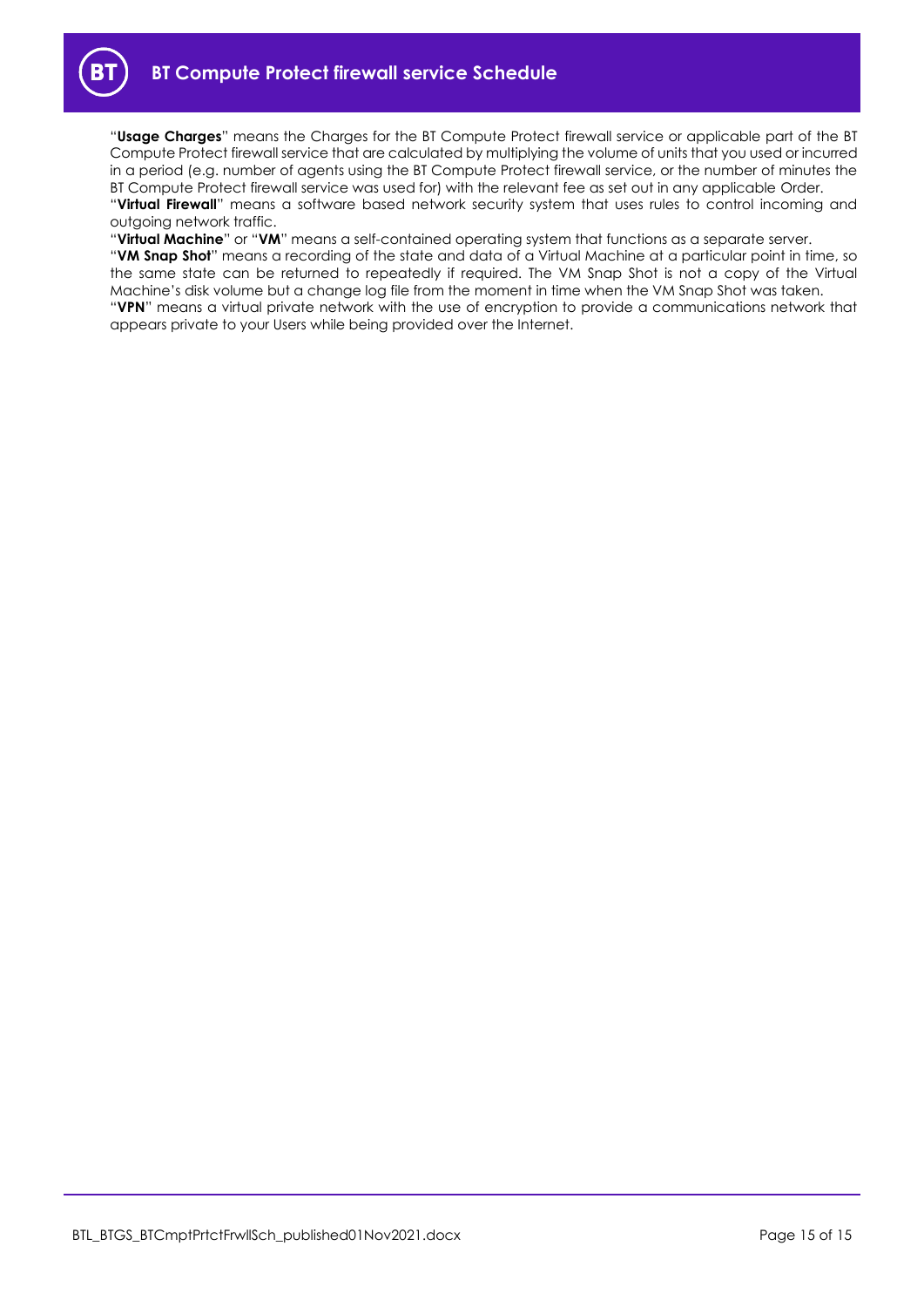"**Usage Charges**" means the Charges for the BT Compute Protect firewall service or applicable part of the BT Compute Protect firewall service that are calculated by multiplying the volume of units that you used or incurred in a period (e.g. number of agents using the BT Compute Protect firewall service, or the number of minutes the BT Compute Protect firewall service was used for) with the relevant fee as set out in any applicable Order.

"**Virtual Firewall**" means a software based network security system that uses rules to control incoming and outgoing network traffic.

"**Virtual Machine**" or "**VM**" means a self-contained operating system that functions as a separate server.

"**VM Snap Shot**" means a recording of the state and data of a Virtual Machine at a particular point in time, so the same state can be returned to repeatedly if required. The VM Snap Shot is not a copy of the Virtual Machine's disk volume but a change log file from the moment in time when the VM Snap Shot was taken.

"**VPN**" means a virtual private network with the use of encryption to provide a communications network that appears private to your Users while being provided over the Internet.